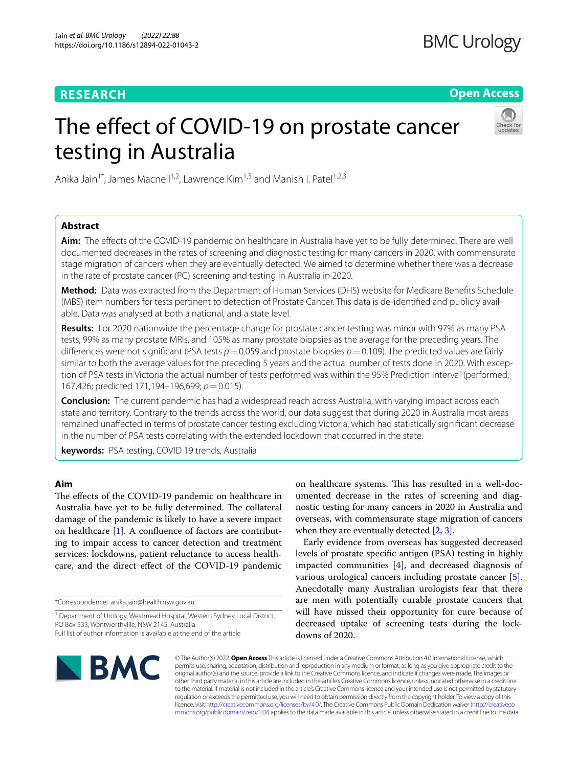RESEARCH

Open Access

# The effect of COVID-19 on prostate cancer testing in Australia

Anika Jain[1*], James Macneil[1,2], Lawrence Kim[1,3] and Manish I. Patel[1,2,3]

## Abstract

**Aim:** The effects of the COVID-19 pandemic on healthcare in Australia have yet to be fully determined. There are well documented decreases in the rates of screening and diagnostic testing for many cancers in 2020, with commensurate stage migration of cancers when they are eventually detected. We aimed to determine whether there was a decrease in the rate of prostate cancer (PC) screening and testing in Australia in 2020.

**Method:** Data was extracted from the Department of Human Services (DHS) website for Medicare Benefits Schedule (MBS) item numbers for tests pertinent to detection of Prostate Cancer. This data is de-identified and publicly available. Data was analysed at both a national, and a state level.

**Results:** For 2020 nationwide the percentage change for prostate cancer testing was minor with 97% as many PSA tests, 99% as many prostate MRIs, and 105% as many prostate biopsies as the average for the preceding years. The differences were not significant (PSA tests $p = 0.059$ and prostate biopsies $p = 0.109$). The predicted values are fairly similar to both the average values for the preceding 5 years and the actual number of tests done in 2020. With exception of PSA tests in Victoria the actual number of tests performed was within the 95% Prediction Interval (performed: 167,426; predicted 171,194–196,699; $p = 0.015$).

**Conclusion:** The current pandemic has had a widespread reach across Australia, with varying impact across each state and territory. Contrary to the trends across the world, our data suggest that during 2020 in Australia most areas remained unaffected in terms of prostate cancer testing excluding Victoria, which had statistically significant decrease in the number of PSA tests correlating with the extended lockdown that occurred in the state.

**keywords:** PSA testing, COVID 19 trends, Australia

## Aim

The effects of the COVID-19 pandemic on healthcare in Australia have yet to be fully determined. The collateral damage of the pandemic is likely to have a severe impact on healthcare [1]. A confluence of factors are contributing to impair access to cancer detection and treatment services: lockdowns, patient reluctance to access healthcare, and the direct effect of the COVID-19 pandemic on healthcare systems. This has resulted in a well-documented decrease in the rates of screening and diagnostic testing for many cancers in 2020 in Australia and overseas, with commensurate stage migration of cancers when they are eventually detected [2, 3].

Early evidence from overseas has suggested decreased levels of prostate specific antigen (PSA) testing in highly impacted communities [4], and decreased diagnosis of various urological cancers including prostate cancer [5]. Anecdotally many Australian urologists fear that there are men with potentially curable prostate cancers that will have missed their opportunity for cure because of decreased uptake of screening tests during the lockdowns of 2020.

*Correspondence: anika.jain@health.nsw.gov.au

[1] Department of Urology, Westmead Hospital, Western Sydney Local District, PO Box 533, Wentworthville, NSW 2145, Australia

Full list of author information is available at the end of the article

© The Author(s) 2022. **Open Access** This article is licensed under a Creative Commons Attribution 4.0 International License, which permits use, sharing, adaptation, distribution and reproduction in any medium or format, as long as you give appropriate credit to the original author(s) and the source, provide a link to the Creative Commons licence, and indicate if changes were made. The images or other third party material in this article are included in the article's Creative Commons licence, unless indicated otherwise in a credit line to the material. If material is not included in the article's Creative Commons licence and your intended use is not permitted by statutory regulation or exceeds the permitted use, you will need to obtain permission directly from the copyright holder. To view a copy of this licence, visit http://creativecommons.org/licenses/by/4.0/. The Creative Commons Public Domain Dedication waiver (http://creativecommons.org/publicdomain/zero/1.0/) applies to the data made available in this article, unless otherwise stated in a credit line to the data.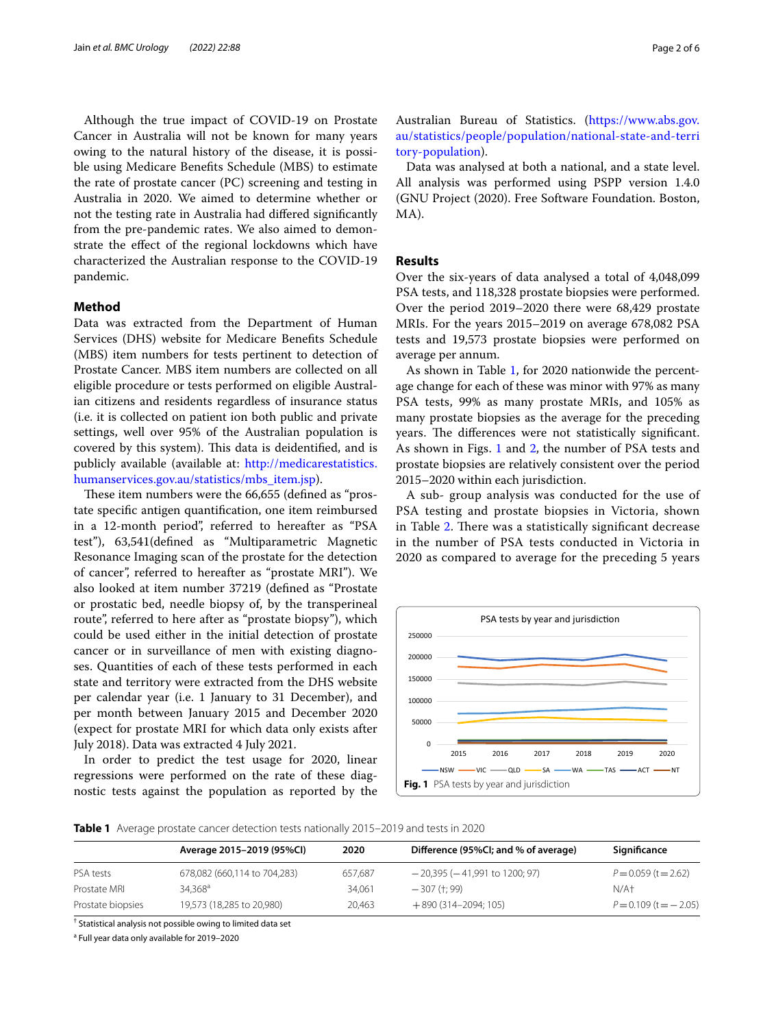Although the true impact of COVID-19 on Prostate Cancer in Australia will not be known for many years owing to the natural history of the disease, it is possible using Medicare Benefits Schedule (MBS) to estimate the rate of prostate cancer (PC) screening and testing in Australia in 2020. We aimed to determine whether or not the testing rate in Australia had differed significantly from the pre-pandemic rates. We also aimed to demonstrate the effect of the regional lockdowns which have characterized the Australian response to the COVID-19 pandemic.

## Method

Data was extracted from the Department of Human Services (DHS) website for Medicare Benefits Schedule (MBS) item numbers for tests pertinent to detection of Prostate Cancer. MBS item numbers are collected on all eligible procedure or tests performed on eligible Australian citizens and residents regardless of insurance status (i.e. it is collected on patient ion both public and private settings, well over 95% of the Australian population is covered by this system). This data is deidentified, and is publicly available (available at: http://medicarestatistics.humanservices.gov.au/statistics/mbs_item.jsp).

These item numbers were the 66,655 (defined as "prostate specific antigen quantification, one item reimbursed in a 12-month period", referred to hereafter as "PSA test"), 63,541(defined as "Multiparametric Magnetic Resonance Imaging scan of the prostate for the detection of cancer", referred to hereafter as "prostate MRI"). We also looked at item number 37219 (defined as "Prostate or prostatic bed, needle biopsy of, by the transperineal route", referred to hereafter as "prostate biopsy"), which could be used either in the initial detection of prostate cancer or in surveillance of men with existing diagnoses. Quantities of each of these tests performed in each state and territory were extracted from the DHS website per calendar year (i.e. 1 January to 31 December), and per month between January 2015 and December 2020 (expect for prostate MRI for which data only exists after July 2018). Data was extracted 4 July 2021.

In order to predict the test usage for 2020, linear regressions were performed on the rate of these diagnostic tests against the population as reported by the Australian Bureau of Statistics. (https://www.abs.gov.au/statistics/people/population/national-state-and-territory-population).

Data was analysed at both a national, and a state level. All analysis was performed using PSPP version 1.4.0 (GNU Project (2020). Free Software Foundation. Boston, MA).

## Results

Over the six-years of data analysed a total of 4,048,099 PSA tests, and 118,328 prostate biopsies were performed. Over the period 2019–2020 there were 68,429 prostate MRIs. For the years 2015–2019 on average 678,082 PSA tests and 19,573 prostate biopsies were performed on average per annum.

As shown in Table 1, for 2020 nationwide the percentage change for each of these was minor with 97% as many PSA tests, 99% as many prostate MRIs, and 105% as many prostate biopsies as the average for the preceding years. The differences were not statistically significant. As shown in Figs. 1 and 2, the number of PSA tests and prostate biopsies are relatively consistent over the period 2015–2020 within each jurisdiction.

A sub- group analysis was conducted for the use of PSA testing and prostate biopsies in Victoria, shown in Table 2. There was a statistically significant decrease in the number of PSA tests conducted in Victoria in 2020 as compared to average for the preceding 5 years

**Fig. 1** PSA tests by year and jurisdiction

**Table 1** Average prostate cancer detection tests nationally 2015–2019 and tests in 2020

| | Average 2015–2019 (95%CI) | 2020 | Difference (95%CI; and % of average) | Significance |
|---|---|---|---|---|
| PSA tests | 678,082 (660,114 to 704,283) | 657,687 | −20,395 (−41,991 to 1200; 97) | $P = 0.059$ ($t = 2.62$) |
| Prostate MRI | 34,368[a] | 34,061 | −307 (†; 99) | N/A† |
| Prostate biopsies | 19,573 (18,285 to 20,980) | 20,463 | +890 (314–2094; 105) | $P = 0.109$ ($t = -2.05$) |

† Statistical analysis not possible owing to limited data set

[a] Full year data only available for 2019–2020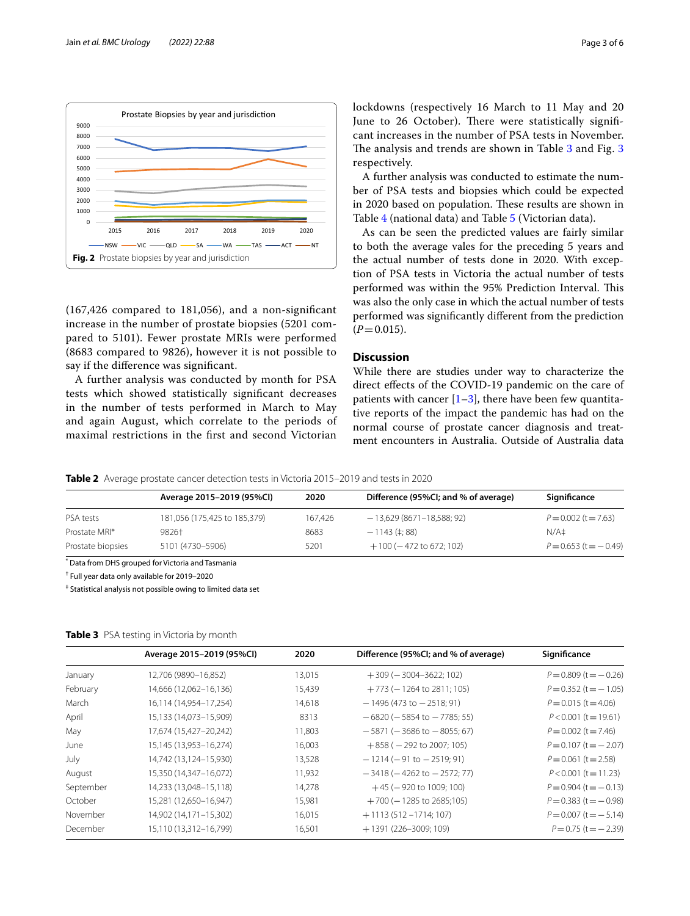Fig. 2 Prostate biopsies by year and jurisdiction

(167,426 compared to 181,056), and a non-significant increase in the number of prostate biopsies (5201 compared to 5101). Fewer prostate MRIs were performed (8683 compared to 9826), however it is not possible to say if the difference was significant.

A further analysis was conducted by month for PSA tests which showed statistically significant decreases in the number of tests performed in March to May and again August, which correlate to the periods of maximal restrictions in the first and second Victorian lockdowns (respectively 16 March to 11 May and 20 June to 26 October). There were statistically significant increases in the number of PSA tests in November. The analysis and trends are shown in Table 3 and Fig. 3 respectively.

A further analysis was conducted to estimate the number of PSA tests and biopsies which could be expected in 2020 based on population. These results are shown in Table 4 (national data) and Table 5 (Victorian data).

As can be seen the predicted values are fairly similar to both the average vales for the preceding 5 years and the actual number of tests done in 2020. With exception of PSA tests in Victoria the actual number of tests performed was within the 95% Prediction Interval. This was also the only case in which the actual number of tests performed was significantly different from the prediction ($P=0.015$).

## Discussion

While there are studies under way to characterize the direct effects of the COVID-19 pandemic on the care of patients with cancer [1–3], there have been few quantitative reports of the impact the pandemic has had on the normal course of prostate cancer diagnosis and treatment encounters in Australia. Outside of Australia data

**Table 2** Average prostate cancer detection tests in Victoria 2015–2019 and tests in 2020

| | Average 2015–2019 (95%CI) | 2020 | Difference (95%CI; and % of average) | Significance |
|---|---|---|---|---|
| PSA tests | 181,056 (175,425 to 185,379) | 167,426 | −13,629 (8671–18,588; 92) | $P=0.002$ ($t=7.63$) |
| Prostate MRI* | 9826† | 8683 | −1143 (‡; 88) | N/A‡ |
| Prostate biopsies | 5101 (4730–5906) | 5201 | +100 (−472 to 672; 102) | $P=0.653$ ($t=-0.49$) |

* Data from DHS grouped for Victoria and Tasmania

† Full year data only available for 2019–2020

‡ Statistical analysis not possible owing to limited data set

**Table 3** PSA testing in Victoria by month

| | Average 2015–2019 (95%CI) | 2020 | Difference (95%CI; and % of average) | Significance |
|---|---|---|---|---|
| January | 12,706 (9890–16,852) | 13,015 | +309 (−3004–3622; 102) | $P=0.809$ ($t=-0.26$) |
| February | 14,666 (12,062–16,136) | 15,439 | +773 (−1264 to 2811; 105) | $P=0.352$ ($t=-1.05$) |
| March | 16,114 (14,954–17,254) | 14,618 | −1496 (473 to −2518; 91) | $P=0.015$ ($t=4.06$) |
| April | 15,133 (14,073–15,909) | 8313 | −6820 (−5854 to −7785; 55) | $P<0.001$ ($t=19.61$) |
| May | 17,674 (15,427–20,242) | 11,803 | −5871 (−3686 to −8055; 67) | $P=0.002$ ($t=7.46$) |
| June | 15,145 (13,953–16,274) | 16,003 | +858 (−292 to 2007; 105) | $P=0.107$ ($t=-2.07$) |
| July | 14,742 (13,124–15,930) | 13,528 | −1214 (−91 to −2519; 91) | $P=0.061$ ($t=2.58$) |
| August | 15,350 (14,347–16,072) | 11,932 | −3418 (−4262 to −2572; 77) | $P<0.001$ ($t=11.23$) |
| September | 14,233 (13,048–15,118) | 14,278 | +45 (−920 to 1009; 100) | $P=0.904$ ($t=-0.13$) |
| October | 15,281 (12,650–16,947) | 15,981 | +700 (−1285 to 2685;105) | $P=0.383$ ($t=-0.98$) |
| November | 14,902 (14,171–15,302) | 16,015 | +1113 (512 –1714; 107) | $P=0.007$ ($t=-5.14$) |
| December | 15,110 (13,312–16,799) | 16,501 | +1391 (226–3009; 109) | $P=0.75$ ($t=-2.39$) |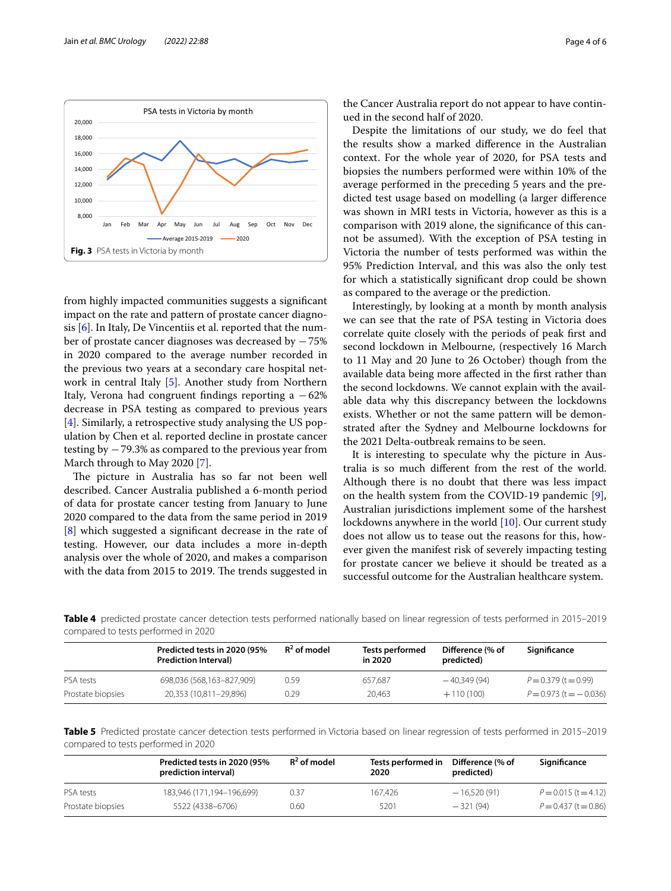Fig. 3 PSA tests in Victoria by month

from highly impacted communities suggests a significant impact on the rate and pattern of prostate cancer diagnosis [6]. In Italy, De Vincentiis et al. reported that the number of prostate cancer diagnoses was decreased by −75% in 2020 compared to the average number recorded in the previous two years at a secondary care hospital network in central Italy [5]. Another study from Northern Italy, Verona had congruent findings reporting a −62% decrease in PSA testing as compared to previous years [4]. Similarly, a retrospective study analysing the US population by Chen et al. reported decline in prostate cancer testing by −79.3% as compared to the previous year from March through to May 2020 [7].

The picture in Australia has so far not been well described. Cancer Australia published a 6-month period of data for prostate cancer testing from January to June 2020 compared to the data from the same period in 2019 [8] which suggested a significant decrease in the rate of testing. However, our data includes a more in-depth analysis over the whole of 2020, and makes a comparison with the data from 2015 to 2019. The trends suggested in the Cancer Australia report do not appear to have continued in the second half of 2020.

Despite the limitations of our study, we do feel that the results show a marked difference in the Australian context. For the whole year of 2020, for PSA tests and biopsies the numbers performed were within 10% of the average performed in the preceding 5 years and the predicted test usage based on modelling (a larger difference was shown in MRI tests in Victoria, however as this is a comparison with 2019 alone, the significance of this cannot be assumed). With the exception of PSA testing in Victoria the number of tests performed was within the 95% Prediction Interval, and this was also the only test for which a statistically significant drop could be shown as compared to the average or the prediction.

Interestingly, by looking at a month by month analysis we can see that the rate of PSA testing in Victoria does correlate quite closely with the periods of peak first and second lockdown in Melbourne, (respectively 16 March to 11 May and 20 June to 26 October) though from the available data being more affected in the first rather than the second lockdowns. We cannot explain with the available data why this discrepancy between the lockdowns exists. Whether or not the same pattern will be demonstrated after the Sydney and Melbourne lockdowns for the 2021 Delta-outbreak remains to be seen.

It is interesting to speculate why the picture in Australia is so much different from the rest of the world. Although there is no doubt that there was less impact on the health system from the COVID-19 pandemic [9], Australian jurisdictions implement some of the harshest lockdowns anywhere in the world [10]. Our current study does not allow us to tease out the reasons for this, however given the manifest risk of severely impacting testing for prostate cancer we believe it should be treated as a successful outcome for the Australian healthcare system.

**Table 4** predicted prostate cancer detection tests performed nationally based on linear regression of tests performed in 2015–2019 compared to tests performed in 2020

| | Predicted tests in 2020 (95% Prediction Interval) | $R^2$ of model | Tests performed in 2020 | Difference (% of predicted) | Significance |
|---|---|---|---|---|---|
| PSA tests | 698,036 (568,163–827,909) | 0.59 | 657,687 | −40,349 (94) | $P=0.379$ ($t=0.99$) |
| Prostate biopsies | 20,353 (10,811–29,896) | 0.29 | 20,463 | +110 (100) | $P=0.973$ ($t=-0.036$) |

**Table 5** Predicted prostate cancer detection tests performed in Victoria based on linear regression of tests performed in 2015–2019 compared to tests performed in 2020

| | Predicted tests in 2020 (95% prediction interval) | $R^2$ of model | Tests performed in 2020 | Difference (% of predicted) | Significance |
|---|---|---|---|---|---|
| PSA tests | 183,946 (171,194–196,699) | 0.37 | 167,426 | −16,520 (91) | $P=0.015$ ($t=4.12$) |
| Prostate biopsies | 5522 (4338–6706) | 0.60 | 5201 | −321 (94) | $P=0.437$ ($t=0.86$) |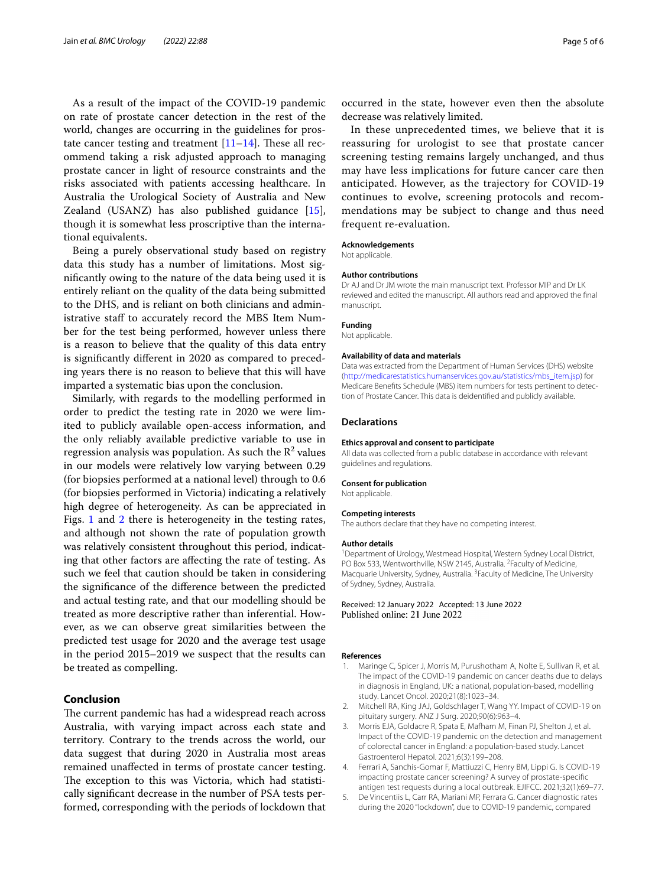As a result of the impact of the COVID-19 pandemic on rate of prostate cancer detection in the rest of the world, changes are occurring in the guidelines for prostate cancer testing and treatment [11–14]. These all recommend taking a risk adjusted approach to managing prostate cancer in light of resource constraints and the risks associated with patients accessing healthcare. In Australia the Urological Society of Australia and New Zealand (USANZ) has also published guidance [15], though it is somewhat less proscriptive than the international equivalents.

Being a purely observational study based on registry data this study has a number of limitations. Most significantly owing to the nature of the data being used it is entirely reliant on the quality of the data being submitted to the DHS, and is reliant on both clinicians and administrative staff to accurately record the MBS Item Number for the test being performed, however unless there is a reason to believe that the quality of this data entry is significantly different in 2020 as compared to preceding years there is no reason to believe that this will have imparted a systematic bias upon the conclusion.

Similarly, with regards to the modelling performed in order to predict the testing rate in 2020 we were limited to publicly available open-access information, and the only reliably available predictive variable to use in regression analysis was population. As such the $R^2$ values in our models were relatively low varying between 0.29 (for biopsies performed at a national level) through to 0.6 (for biopsies performed in Victoria) indicating a relatively high degree of heterogeneity. As can be appreciated in Figs. 1 and 2 there is heterogeneity in the testing rates, and although not shown the rate of population growth was relatively consistent throughout this period, indicating that other factors are affecting the rate of testing. As such we feel that caution should be taken in considering the significance of the difference between the predicted and actual testing rate, and that our modelling should be treated as more descriptive rather than inferential. However, as we can observe great similarities between the predicted test usage for 2020 and the average test usage in the period 2015–2019 we suspect that the results can be treated as compelling.

## Conclusion

The current pandemic has had a widespread reach across Australia, with varying impact across each state and territory. Contrary to the trends across the world, our data suggest that during 2020 in Australia most areas remained unaffected in terms of prostate cancer testing. The exception to this was Victoria, which had statistically significant decrease in the number of PSA tests performed, corresponding with the periods of lockdown that occurred in the state, however even then the absolute decrease was relatively limited.

In these unprecedented times, we believe that it is reassuring for urologist to see that prostate cancer screening testing remains largely unchanged, and thus may have less implications for future cancer care then anticipated. However, as the trajectory for COVID-19 continues to evolve, screening protocols and recommendations may be subject to change and thus need frequent re-evaluation.

#### Acknowledgements

Not applicable.

#### Author contributions

Dr AJ and Dr JM wrote the main manuscript text. Professor MIP and Dr LK reviewed and edited the manuscript. All authors read and approved the final manuscript.

#### Funding

Not applicable.

#### Availability of data and materials

Data was extracted from the Department of Human Services (DHS) website (http://medicarestatistics.humanservices.gov.au/statistics/mbs_item.jsp) for Medicare Benefits Schedule (MBS) item numbers for tests pertinent to detection of Prostate Cancer. This data is deidentified and publicly available.

### Declarations

#### Ethics approval and consent to participate

All data was collected from a public database in accordance with relevant guidelines and regulations.

#### Consent for publication

Not applicable.

#### Competing interests

The authors declare that they have no competing interest.

#### Author details

[1]Department of Urology, Westmead Hospital, Western Sydney Local District, PO Box 533, Wentworthville, NSW 2145, Australia. [2]Faculty of Medicine, Macquarie University, Sydney, Australia. [3]Faculty of Medicine, The University of Sydney, Sydney, Australia.

Received: 12 January 2022 Accepted: 13 June 2022
Published online: 21 June 2022

#### References

1. Maringe C, Spicer J, Morris M, Purushotham A, Nolte E, Sullivan R, et al. The impact of the COVID-19 pandemic on cancer deaths due to delays in diagnosis in England, UK: a national, population-based, modelling study. Lancet Oncol. 2020;21(8):1023–34.
2. Mitchell RA, King JAJ, Goldschlager T, Wang YY. Impact of COVID-19 on pituitary surgery. ANZ J Surg. 2020;90(6):963–4.
3. Morris EJA, Goldacre R, Spata E, Mafham M, Finan PJ, Shelton J, et al. Impact of the COVID-19 pandemic on the detection and management of colorectal cancer in England: a population-based study. Lancet Gastroenterol Hepatol. 2021;6(3):199–208.
4. Ferrari A, Sanchis-Gomar F, Mattiuzzi C, Henry BM, Lippi G. Is COVID-19 impacting prostate cancer screening? A survey of prostate-specific antigen test requests during a local outbreak. EJIFCC. 2021;32(1):69–77.
5. De Vincentiis L, Carr RA, Mariani MP, Ferrara G. Cancer diagnostic rates during the 2020 "lockdown", due to COVID-19 pandemic, compared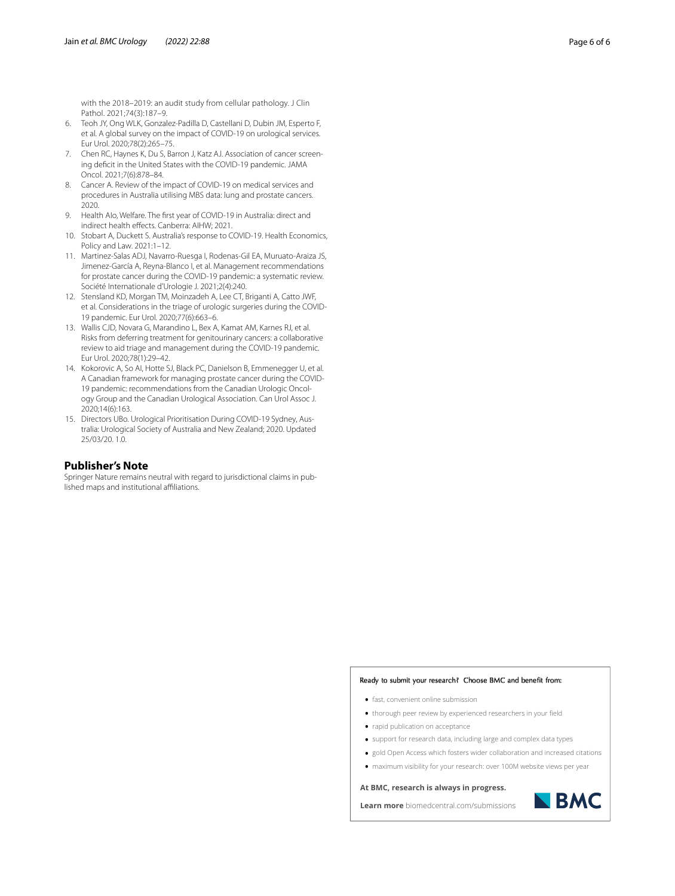with the 2018–2019: an audit study from cellular pathology. J Clin Pathol. 2021;74(3):187–9.

6. Teoh JY, Ong WLK, Gonzalez-Padilla D, Castellani D, Dubin JM, Esperto F, et al. A global survey on the impact of COVID-19 on urological services. Eur Urol. 2020;78(2):265–75.
7. Chen RC, Haynes K, Du S, Barron J, Katz AJ. Association of cancer screening deficit in the United States with the COVID-19 pandemic. JAMA Oncol. 2021;7(6):878–84.
8. Cancer A. Review of the impact of COVID-19 on medical services and procedures in Australia utilising MBS data: lung and prostate cancers. 2020.
9. Health AIo, Welfare. The first year of COVID-19 in Australia: direct and indirect health effects. Canberra: AIHW; 2021.
10. Stobart A, Duckett S. Australia's response to COVID-19. Health Economics, Policy and Law. 2021:1–12.
11. Martinez-Salas ADJ, Navarro-Ruesga I, Rodenas-Gil EA, Muruato-Araiza JS, Jimenez-García A, Reyna-Blanco I, et al. Management recommendations for prostate cancer during the COVID-19 pandemic: a systematic review. Société Internationale d'Urologie J. 2021;2(4):240.
12. Stensland KD, Morgan TM, Moinzadeh A, Lee CT, Briganti A, Catto JWF, et al. Considerations in the triage of urologic surgeries during the COVID-19 pandemic. Eur Urol. 2020;77(6):663–6.
13. Wallis CJD, Novara G, Marandino L, Bex A, Kamat AM, Karnes RJ, et al. Risks from deferring treatment for genitourinary cancers: a collaborative review to aid triage and management during the COVID-19 pandemic. Eur Urol. 2020;78(1):29–42.
14. Kokorovic A, So AI, Hotte SJ, Black PC, Danielson B, Emmenegger U, et al. A Canadian framework for managing prostate cancer during the COVID-19 pandemic: recommendations from the Canadian Urologic Oncology Group and the Canadian Urological Association. Can Urol Assoc J. 2020;14(6):163.
15. Directors UBo. Urological Prioritisation During COVID-19 Sydney, Australia: Urological Society of Australia and New Zealand; 2020. Updated 25/03/20. 1.0.

## Publisher's Note

Springer Nature remains neutral with regard to jurisdictional claims in published maps and institutional affiliations.

Ready to submit your research? Choose BMC and benefit from:

- fast, convenient online submission
- thorough peer review by experienced researchers in your field
- rapid publication on acceptance
- support for research data, including large and complex data types
- gold Open Access which fosters wider collaboration and increased citations
- maximum visibility for your research: over 100M website views per year

**At BMC, research is always in progress.**

**Learn more** biomedcentral.com/submissions

BMC